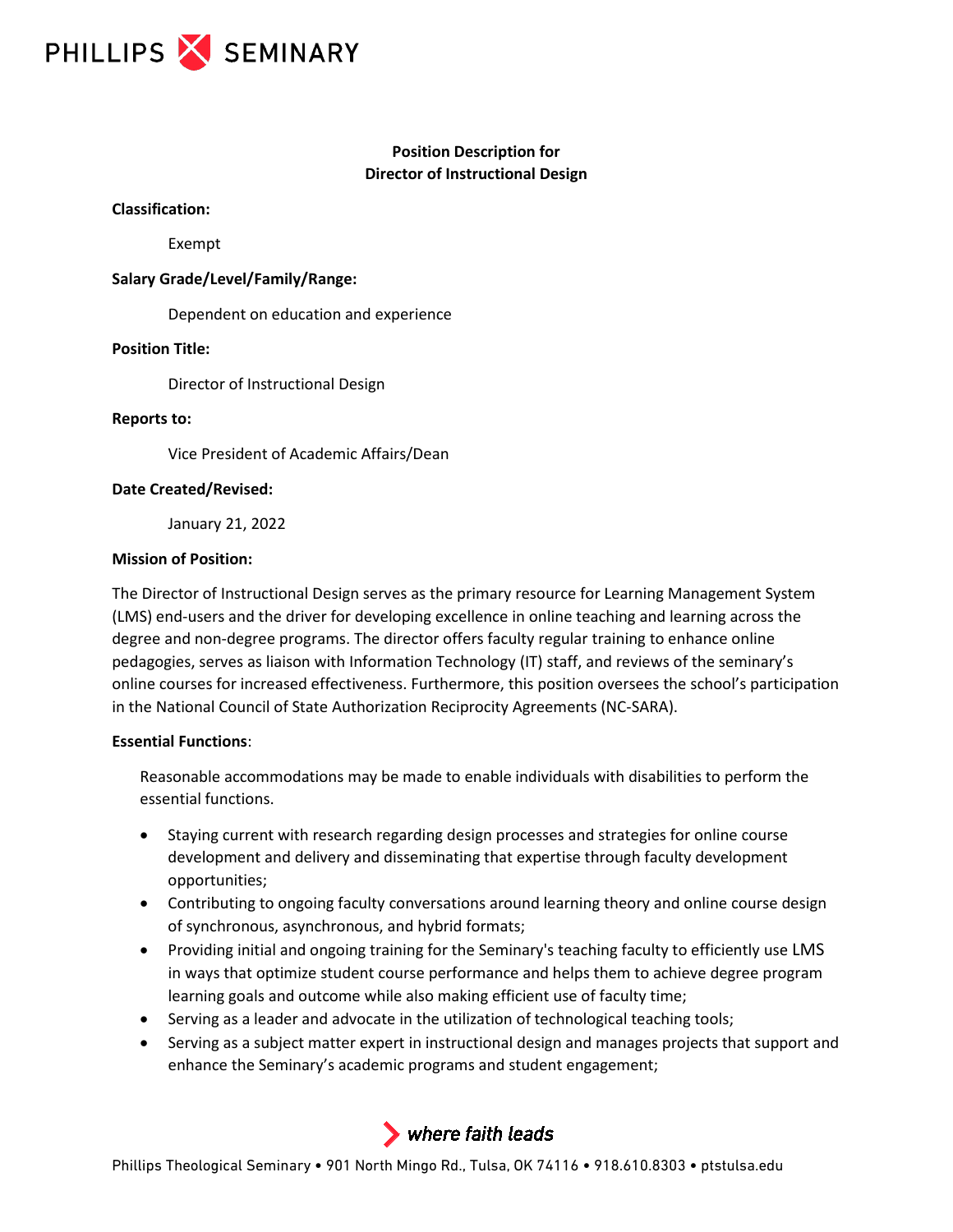PHILLIPS SEMINARY

**Position Description for**
**Director of Instructional Design**

**Classification:**

Exempt

**Salary Grade/Level/Family/Range:**

Dependent on education and experience

**Position Title:**

Director of Instructional Design

**Reports to:**

Vice President of Academic Affairs/Dean

**Date Created/Revised:**

January 21, 2022

**Mission of Position:**

The Director of Instructional Design serves as the primary resource for Learning Management System (LMS) end-users and the driver for developing excellence in online teaching and learning across the degree and non-degree programs. The director offers faculty regular training to enhance online pedagogies, serves as liaison with Information Technology (IT) staff, and reviews of the seminary's online courses for increased effectiveness. Furthermore, this position oversees the school's participation in the National Council of State Authorization Reciprocity Agreements (NC-SARA).

**Essential Functions**:

Reasonable accommodations may be made to enable individuals with disabilities to perform the essential functions.

- Staying current with research regarding design processes and strategies for online course development and delivery and disseminating that expertise through faculty development opportunities;
- Contributing to ongoing faculty conversations around learning theory and online course design of synchronous, asynchronous, and hybrid formats;
- Providing initial and ongoing training for the Seminary's teaching faculty to efficiently use LMS in ways that optimize student course performance and helps them to achieve degree program learning goals and outcome while also making efficient use of faculty time;
- Serving as a leader and advocate in the utilization of technological teaching tools;
- Serving as a subject matter expert in instructional design and manages projects that support and enhance the Seminary's academic programs and student engagement;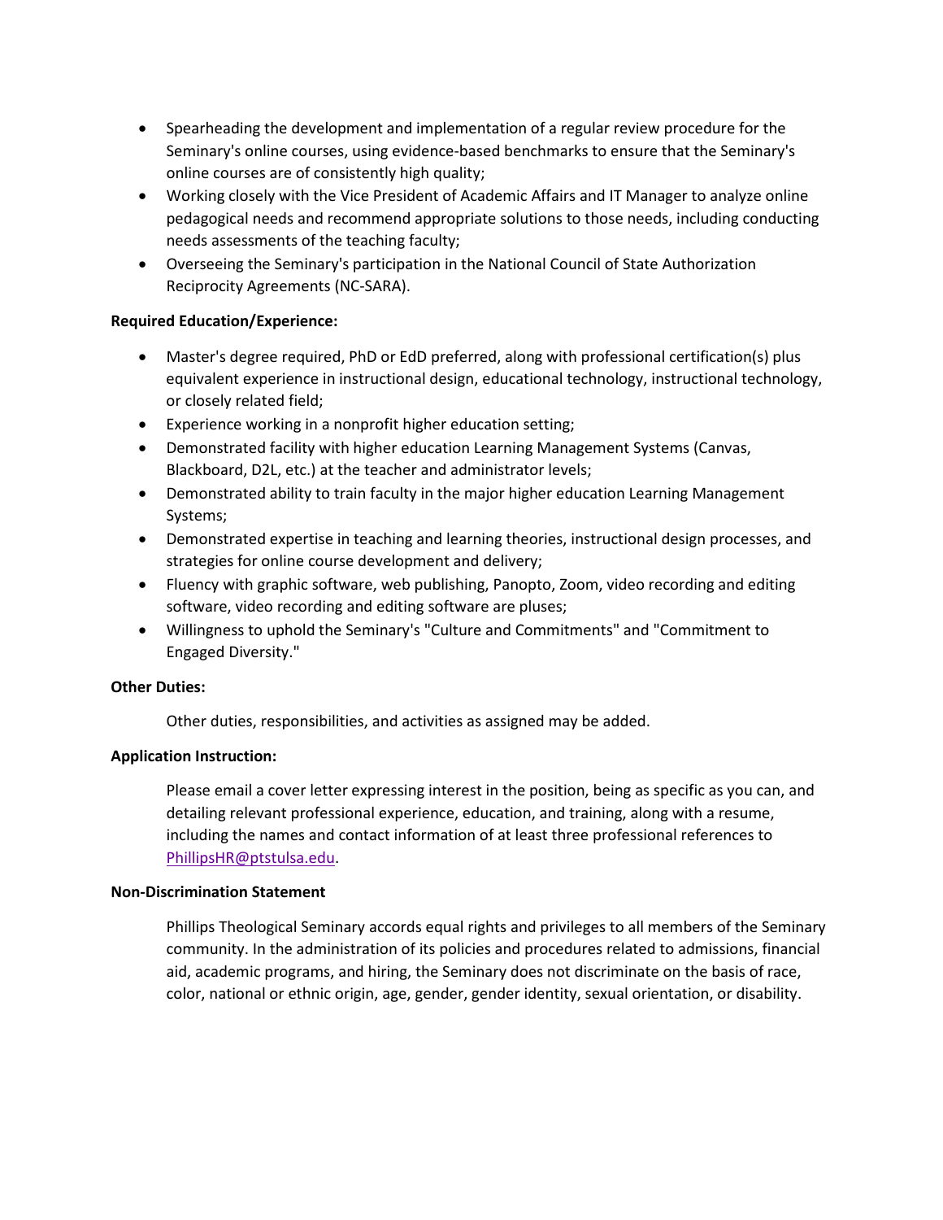- Spearheading the development and implementation of a regular review procedure for the Seminary's online courses, using evidence-based benchmarks to ensure that the Seminary's online courses are of consistently high quality;
- Working closely with the Vice President of Academic Affairs and IT Manager to analyze online pedagogical needs and recommend appropriate solutions to those needs, including conducting needs assessments of the teaching faculty;
- Overseeing the Seminary's participation in the National Council of State Authorization Reciprocity Agreements (NC-SARA).

**Required Education/Experience:**

- Master's degree required, PhD or EdD preferred, along with professional certification(s) plus equivalent experience in instructional design, educational technology, instructional technology, or closely related field;
- Experience working in a nonprofit higher education setting;
- Demonstrated facility with higher education Learning Management Systems (Canvas, Blackboard, D2L, etc.) at the teacher and administrator levels;
- Demonstrated ability to train faculty in the major higher education Learning Management Systems;
- Demonstrated expertise in teaching and learning theories, instructional design processes, and strategies for online course development and delivery;
- Fluency with graphic software, web publishing, Panopto, Zoom, video recording and editing software, video recording and editing software are pluses;
- Willingness to uphold the Seminary's "Culture and Commitments" and "Commitment to Engaged Diversity."

**Other Duties:**

Other duties, responsibilities, and activities as assigned may be added.

**Application Instruction:**

Please email a cover letter expressing interest in the position, being as specific as you can, and detailing relevant professional experience, education, and training, along with a resume, including the names and contact information of at least three professional references to PhillipsHR@ptstulsa.edu.

**Non-Discrimination Statement**

Phillips Theological Seminary accords equal rights and privileges to all members of the Seminary community. In the administration of its policies and procedures related to admissions, financial aid, academic programs, and hiring, the Seminary does not discriminate on the basis of race, color, national or ethnic origin, age, gender, gender identity, sexual orientation, or disability.